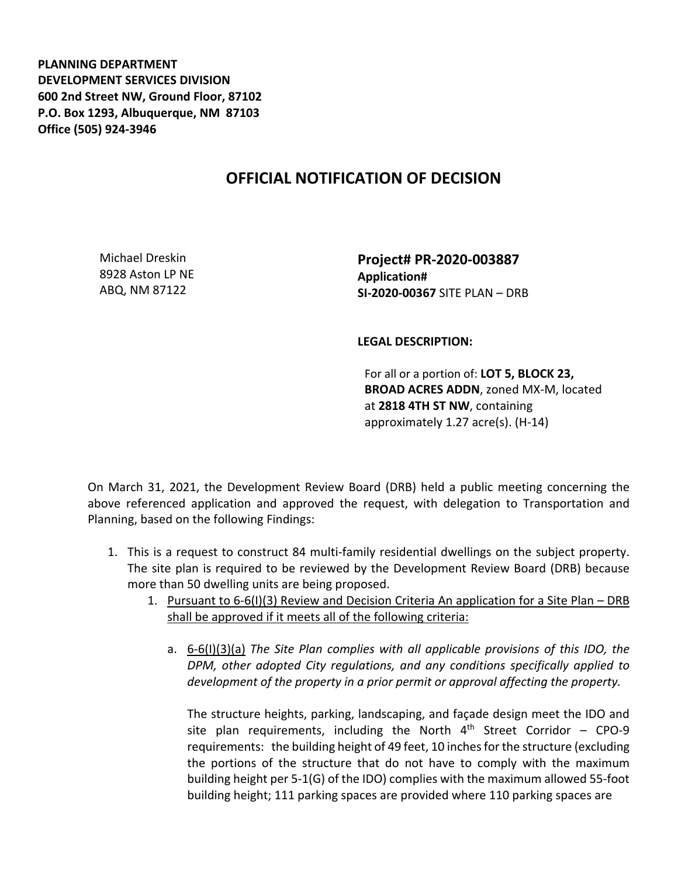**PLANNING DEPARTMENT**
**DEVELOPMENT SERVICES DIVISION**
**600 2nd Street NW, Ground Floor, 87102**
**P.O. Box 1293, Albuquerque, NM 87103**
**Office (505) 924-3946**

# OFFICIAL NOTIFICATION OF DECISION

Michael Dreskin
8928 Aston LP NE
ABQ, NM 87122

**Project# PR-2020-003887**
**Application#**
**SI-2020-00367** SITE PLAN – DRB

**LEGAL DESCRIPTION:**

For all or a portion of: **LOT 5, BLOCK 23, BROAD ACRES ADDN**, zoned MX-M, located at **2818 4TH ST NW**, containing approximately 1.27 acre(s). (H-14)

On March 31, 2021, the Development Review Board (DRB) held a public meeting concerning the above referenced application and approved the request, with delegation to Transportation and Planning, based on the following Findings:

1. This is a request to construct 84 multi-family residential dwellings on the subject property. The site plan is required to be reviewed by the Development Review Board (DRB) because more than 50 dwelling units are being proposed.
   1. Pursuant to 6-6(I)(3) Review and Decision Criteria An application for a Site Plan – DRB shall be approved if it meets all of the following criteria:

      a. 6-6(I)(3)(a) *The Site Plan complies with all applicable provisions of this IDO, the DPM, other adopted City regulations, and any conditions specifically applied to development of the property in a prior permit or approval affecting the property.*

      The structure heights, parking, landscaping, and façade design meet the IDO and site plan requirements, including the North 4th Street Corridor – CPO-9 requirements: the building height of 49 feet, 10 inches for the structure (excluding the portions of the structure that do not have to comply with the maximum building height per 5-1(G) of the IDO) complies with the maximum allowed 55-foot building height; 111 parking spaces are provided where 110 parking spaces are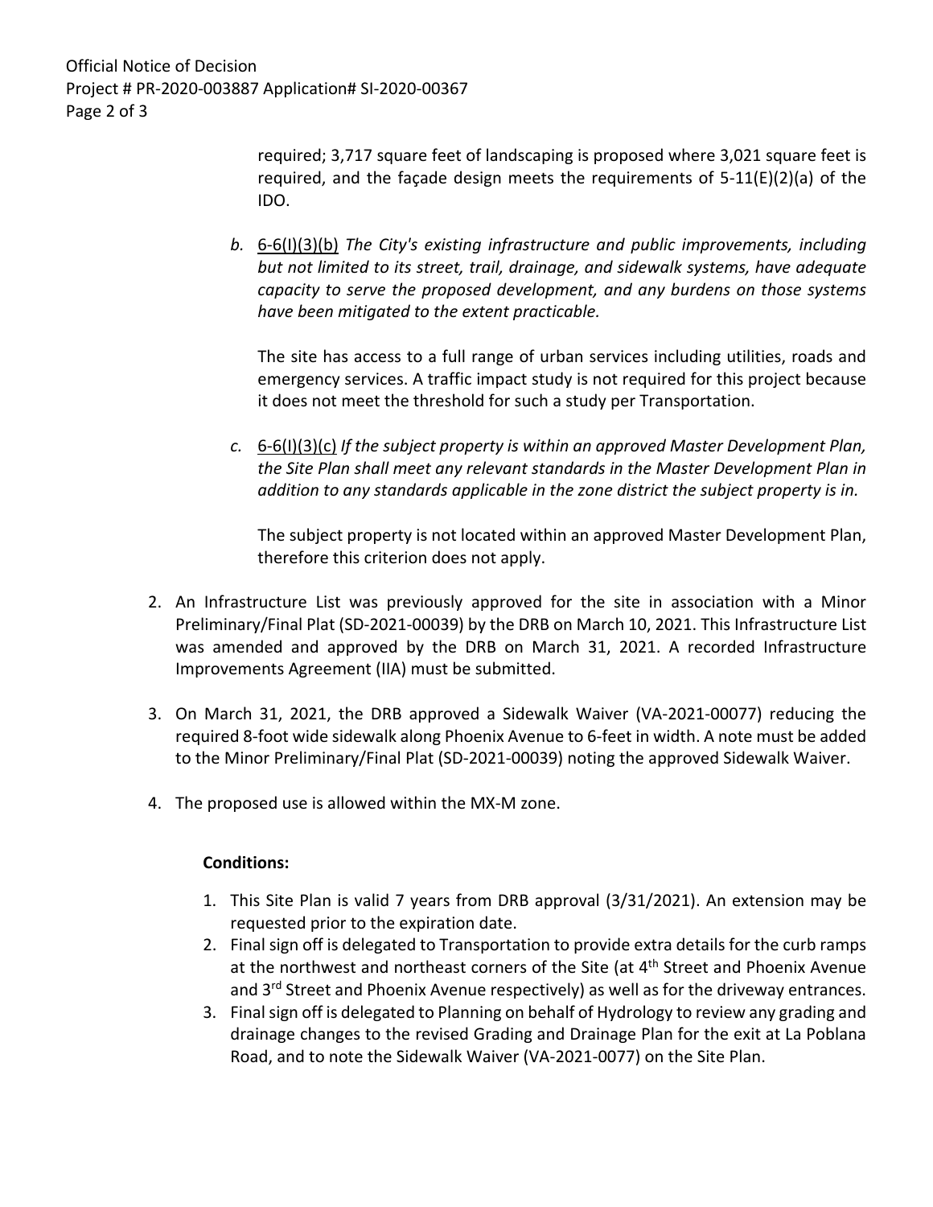required; 3,717 square feet of landscaping is proposed where 3,021 square feet is required, and the façade design meets the requirements of 5-11(E)(2)(a) of the IDO.

*b.* 6-6(I)(3)(b) *The City's existing infrastructure and public improvements, including but not limited to its street, trail, drainage, and sidewalk systems, have adequate capacity to serve the proposed development, and any burdens on those systems have been mitigated to the extent practicable.*

The site has access to a full range of urban services including utilities, roads and emergency services. A traffic impact study is not required for this project because it does not meet the threshold for such a study per Transportation.

*c.* 6-6(I)(3)(c) *If the subject property is within an approved Master Development Plan, the Site Plan shall meet any relevant standards in the Master Development Plan in addition to any standards applicable in the zone district the subject property is in.*

The subject property is not located within an approved Master Development Plan, therefore this criterion does not apply.

2. An Infrastructure List was previously approved for the site in association with a Minor Preliminary/Final Plat (SD-2021-00039) by the DRB on March 10, 2021. This Infrastructure List was amended and approved by the DRB on March 31, 2021. A recorded Infrastructure Improvements Agreement (IIA) must be submitted.

3. On March 31, 2021, the DRB approved a Sidewalk Waiver (VA-2021-00077) reducing the required 8-foot wide sidewalk along Phoenix Avenue to 6-feet in width. A note must be added to the Minor Preliminary/Final Plat (SD-2021-00039) noting the approved Sidewalk Waiver.

4. The proposed use is allowed within the MX-M zone.

**Conditions:**

1. This Site Plan is valid 7 years from DRB approval (3/31/2021). An extension may be requested prior to the expiration date.
2. Final sign off is delegated to Transportation to provide extra details for the curb ramps at the northwest and northeast corners of the Site (at 4th Street and Phoenix Avenue and 3rd Street and Phoenix Avenue respectively) as well as for the driveway entrances.
3. Final sign off is delegated to Planning on behalf of Hydrology to review any grading and drainage changes to the revised Grading and Drainage Plan for the exit at La Poblana Road, and to note the Sidewalk Waiver (VA-2021-0077) on the Site Plan.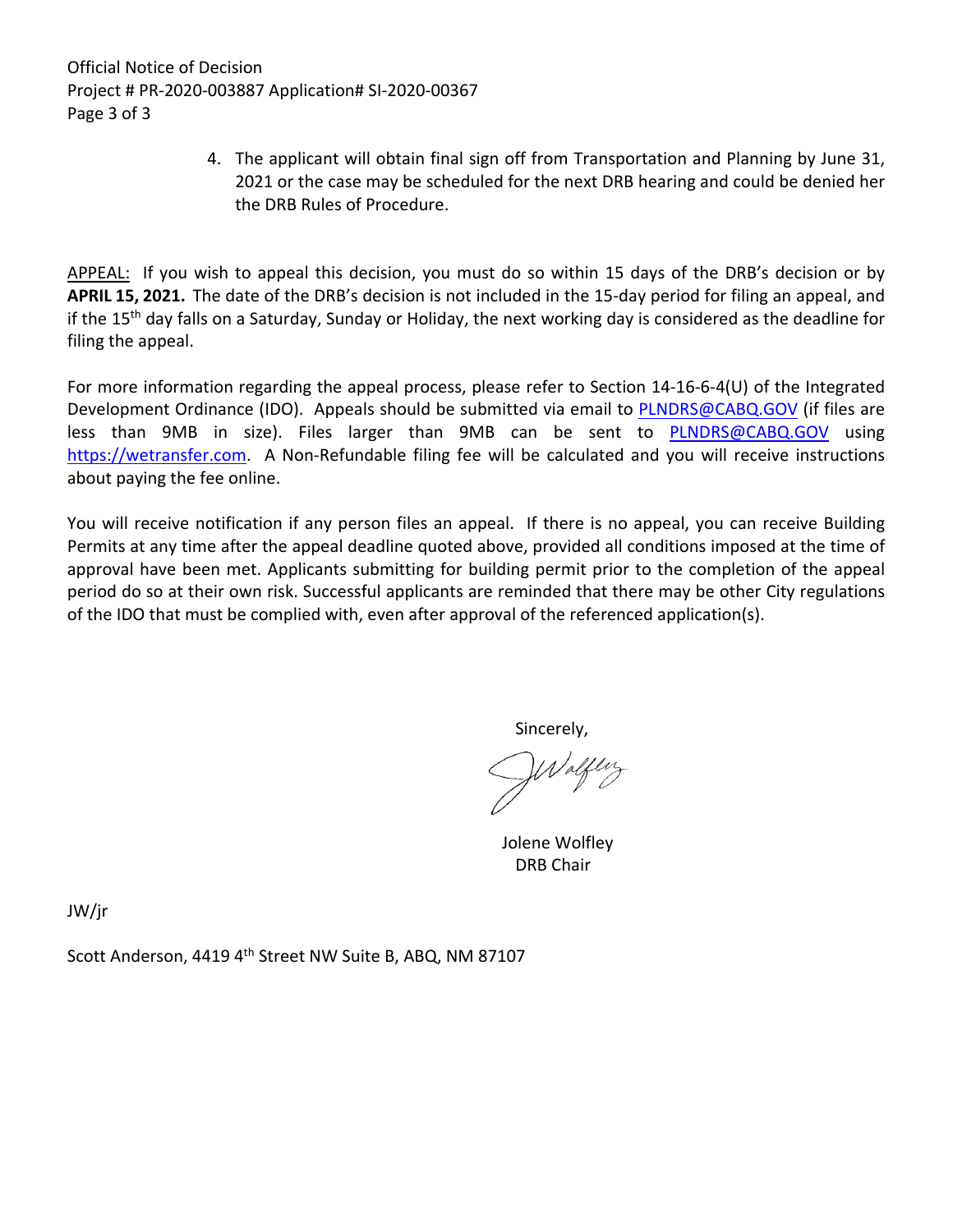4. The applicant will obtain final sign off from Transportation and Planning by June 31, 2021 or the case may be scheduled for the next DRB hearing and could be denied her the DRB Rules of Procedure.

APPEAL: If you wish to appeal this decision, you must do so within 15 days of the DRB's decision or by **APRIL 15, 2021.** The date of the DRB's decision is not included in the 15-day period for filing an appeal, and if the 15th day falls on a Saturday, Sunday or Holiday, the next working day is considered as the deadline for filing the appeal.

For more information regarding the appeal process, please refer to Section 14-16-6-4(U) of the Integrated Development Ordinance (IDO). Appeals should be submitted via email to PLNDRS@CABQ.GOV (if files are less than 9MB in size). Files larger than 9MB can be sent to PLNDRS@CABQ.GOV using https://wetransfer.com. A Non-Refundable filing fee will be calculated and you will receive instructions about paying the fee online.

You will receive notification if any person files an appeal. If there is no appeal, you can receive Building Permits at any time after the appeal deadline quoted above, provided all conditions imposed at the time of approval have been met. Applicants submitting for building permit prior to the completion of the appeal period do so at their own risk. Successful applicants are reminded that there may be other City regulations of the IDO that must be complied with, even after approval of the referenced application(s).

Sincerely,

Jolene Wolfley
DRB Chair

JW/jr

Scott Anderson, 4419 4th Street NW Suite B, ABQ, NM 87107